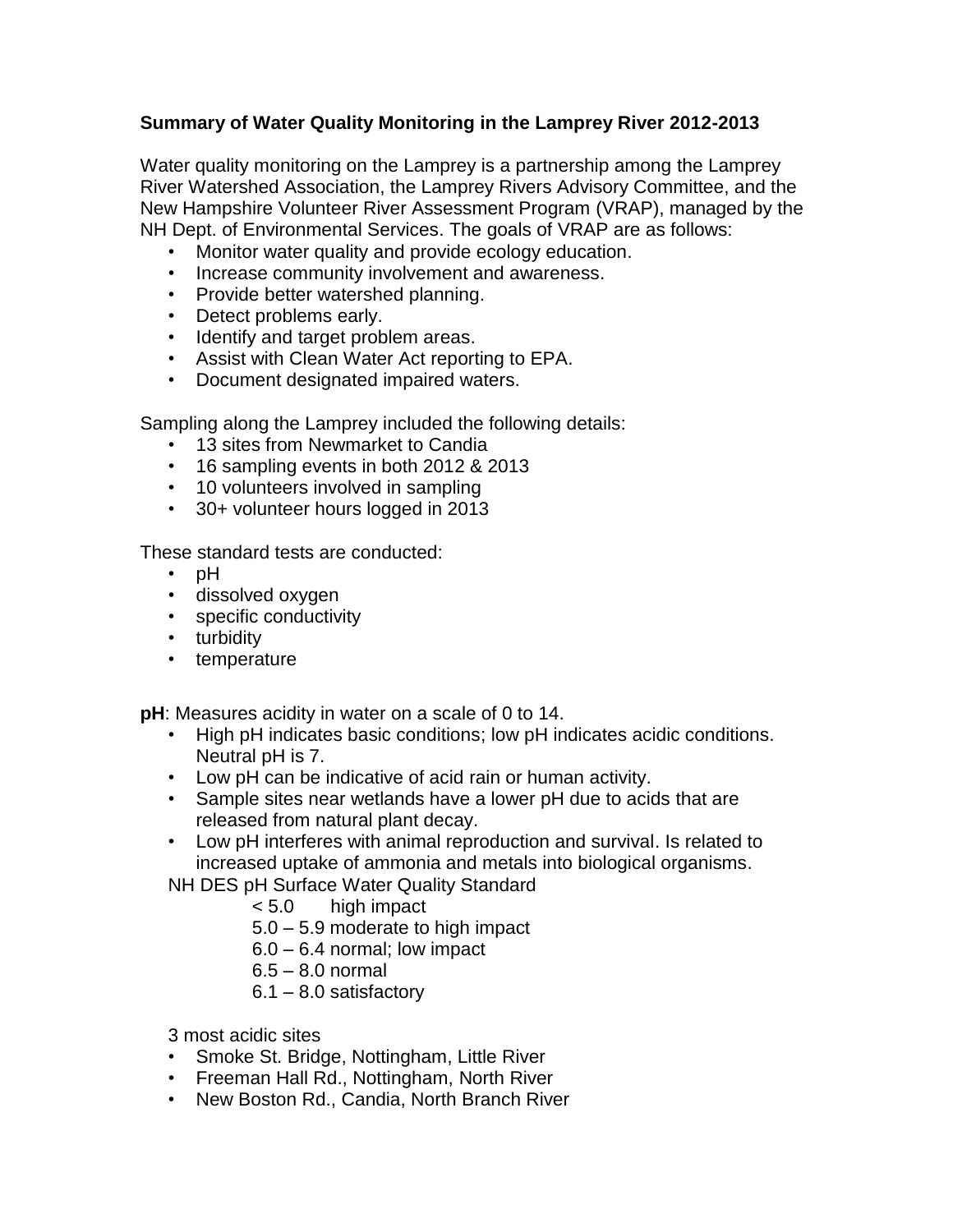## Summary of Water Quality Monitoring in the Lamprey River 2012-2013

Water quality monitoring on the Lamprey is a partnership among the Lamprey River Watershed Association, the Lamprey Rivers Advisory Committee, and the New Hampshire Volunteer River Assessment Program (VRAP), managed by the NH Dept. of Environmental Services. The goals of VRAP are as follows:

- Monitor water quality and provide ecology education.
- Increase community involvement and awareness.
- Provide better watershed planning.
- Detect problems early.
- Identify and target problem areas.
- Assist with Clean Water Act reporting to EPA.
- Document designated impaired waters.

Sampling along the Lamprey included the following details:

- 13 sites from Newmarket to Candia
- 16 sampling events in both 2012 & 2013
- 10 volunteers involved in sampling
- 30+ volunteer hours logged in 2013

These standard tests are conducted:

- pH
- dissolved oxygen
- specific conductivity
- turbidity
- temperature

**pH**: Measures acidity in water on a scale of 0 to 14.

- High pH indicates basic conditions; low pH indicates acidic conditions. Neutral pH is 7.
- Low pH can be indicative of acid rain or human activity.
- Sample sites near wetlands have a lower pH due to acids that are released from natural plant decay.
- Low pH interferes with animal reproduction and survival. Is related to increased uptake of ammonia and metals into biological organisms.

NH DES pH Surface Water Quality Standard

< 5.0 high impact
5.0 – 5.9 moderate to high impact
6.0 – 6.4 normal; low impact
6.5 – 8.0 normal
6.1 – 8.0 satisfactory

3 most acidic sites

- Smoke St. Bridge, Nottingham, Little River
- Freeman Hall Rd., Nottingham, North River
- New Boston Rd., Candia, North Branch River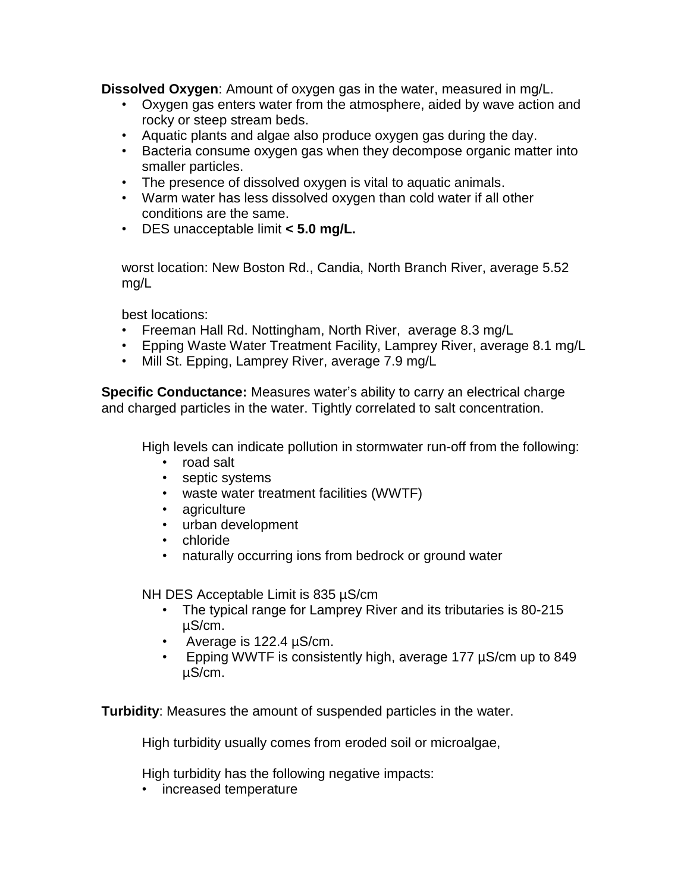**Dissolved Oxygen**: Amount of oxygen gas in the water, measured in mg/L.

- Oxygen gas enters water from the atmosphere, aided by wave action and rocky or steep stream beds.
- Aquatic plants and algae also produce oxygen gas during the day.
- Bacteria consume oxygen gas when they decompose organic matter into smaller particles.
- The presence of dissolved oxygen is vital to aquatic animals.
- Warm water has less dissolved oxygen than cold water if all other conditions are the same.
- DES unacceptable limit **< 5.0 mg/L.**

worst location: New Boston Rd., Candia, North Branch River, average 5.52 mg/L

best locations:

- Freeman Hall Rd. Nottingham, North River, average 8.3 mg/L
- Epping Waste Water Treatment Facility, Lamprey River, average 8.1 mg/L
- Mill St. Epping, Lamprey River, average 7.9 mg/L

**Specific Conductance:** Measures water's ability to carry an electrical charge and charged particles in the water. Tightly correlated to salt concentration.

High levels can indicate pollution in stormwater run-off from the following:

- road salt
- septic systems
- waste water treatment facilities (WWTF)
- agriculture
- urban development
- chloride
- naturally occurring ions from bedrock or ground water

NH DES Acceptable Limit is 835 µS/cm

- The typical range for Lamprey River and its tributaries is 80-215 µS/cm.
- Average is 122.4 µS/cm.
- Epping WWTF is consistently high, average 177 µS/cm up to 849 µS/cm.

**Turbidity**: Measures the amount of suspended particles in the water.

High turbidity usually comes from eroded soil or microalgae,

High turbidity has the following negative impacts:

- increased temperature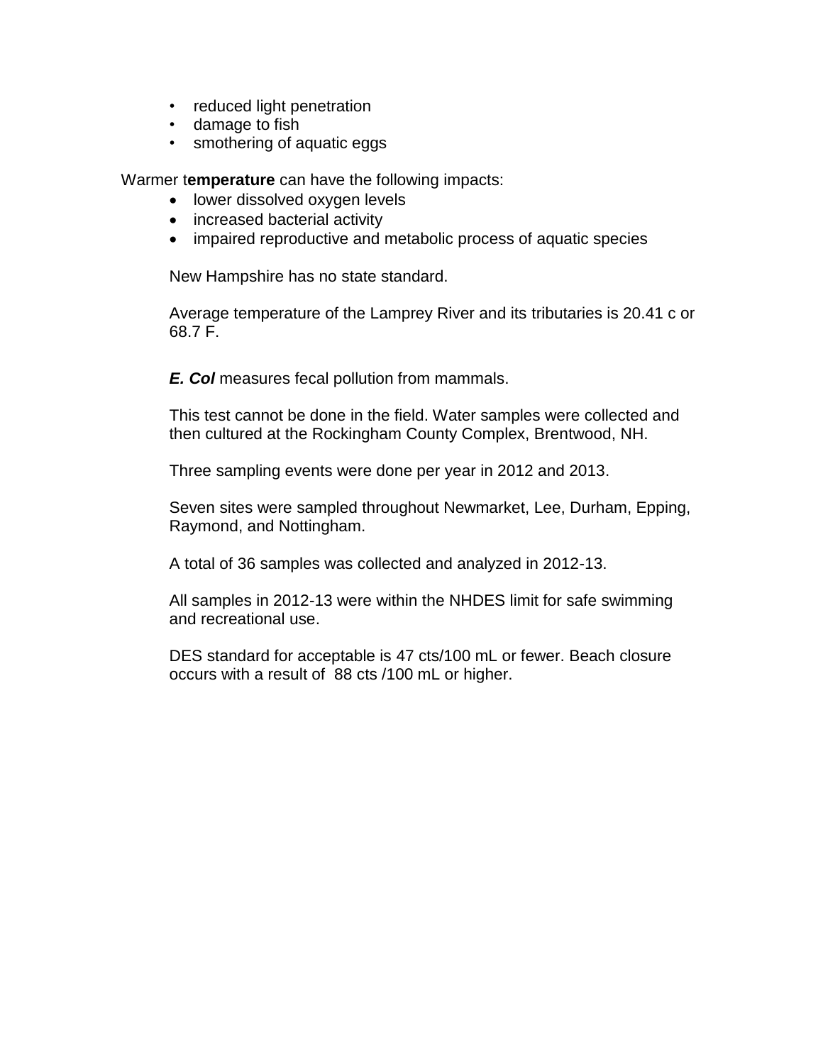- reduced light penetration
- damage to fish
- smothering of aquatic eggs

Warmer t**emperature** can have the following impacts:

- lower dissolved oxygen levels
- increased bacterial activity
- impaired reproductive and metabolic process of aquatic species

New Hampshire has no state standard.

Average temperature of the Lamprey River and its tributaries is 20.41 c or 68.7 F.

***E. Col*** measures fecal pollution from mammals.

This test cannot be done in the field. Water samples were collected and then cultured at the Rockingham County Complex, Brentwood, NH.

Three sampling events were done per year in 2012 and 2013.

Seven sites were sampled throughout Newmarket, Lee, Durham, Epping, Raymond, and Nottingham.

A total of 36 samples was collected and analyzed in 2012-13.

All samples in 2012-13 were within the NHDES limit for safe swimming and recreational use.

DES standard for acceptable is 47 cts/100 mL or fewer. Beach closure occurs with a result of 88 cts /100 mL or higher.